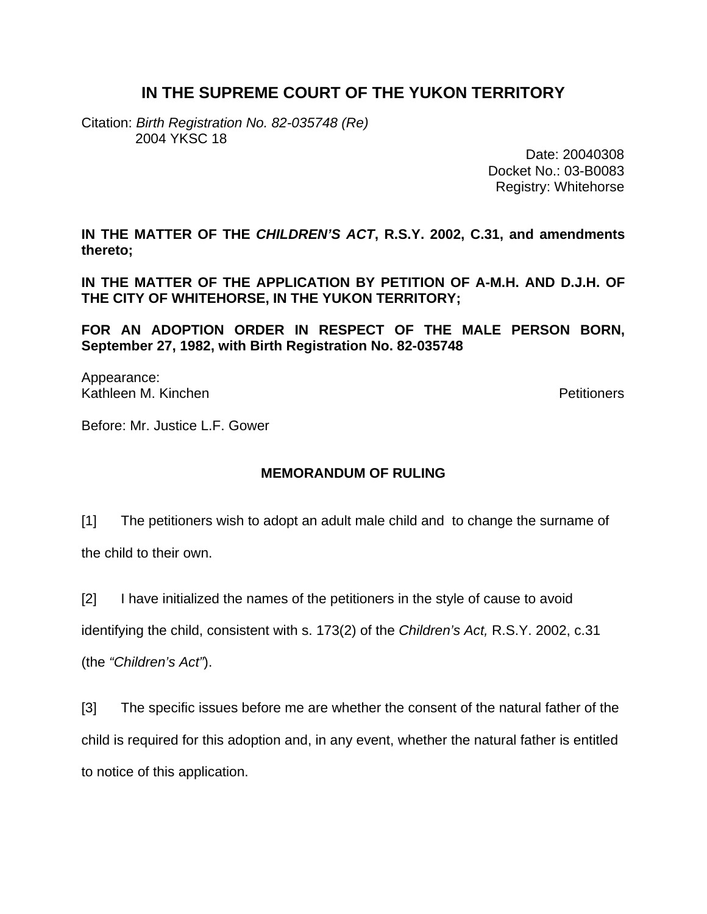# IN THE SUPREME COURT OF THE YUKON TERRITORY

Citation: *Birth Registration No. 82-035748 (Re)*
2004 YKSC 18

Date: 20040308
Docket No.: 03-B0083
Registry: Whitehorse

**IN THE MATTER OF THE *CHILDREN'S ACT*, R.S.Y. 2002, C.31, and amendments thereto;**

**IN THE MATTER OF THE APPLICATION BY PETITION OF A-M.H. AND D.J.H. OF THE CITY OF WHITEHORSE, IN THE YUKON TERRITORY;**

**FOR AN ADOPTION ORDER IN RESPECT OF THE MALE PERSON BORN, September 27, 1982, with Birth Registration No. 82-035748**

Appearance:
Kathleen M. Kinchen — Petitioners

Before: Mr. Justice L.F. Gower

## MEMORANDUM OF RULING

[1] The petitioners wish to adopt an adult male child and to change the surname of the child to their own.

[2] I have initialized the names of the petitioners in the style of cause to avoid identifying the child, consistent with s. 173(2) of the *Children's Act,* R.S.Y. 2002, c.31 (the *"Children's Act"*).

[3] The specific issues before me are whether the consent of the natural father of the child is required for this adoption and, in any event, whether the natural father is entitled to notice of this application.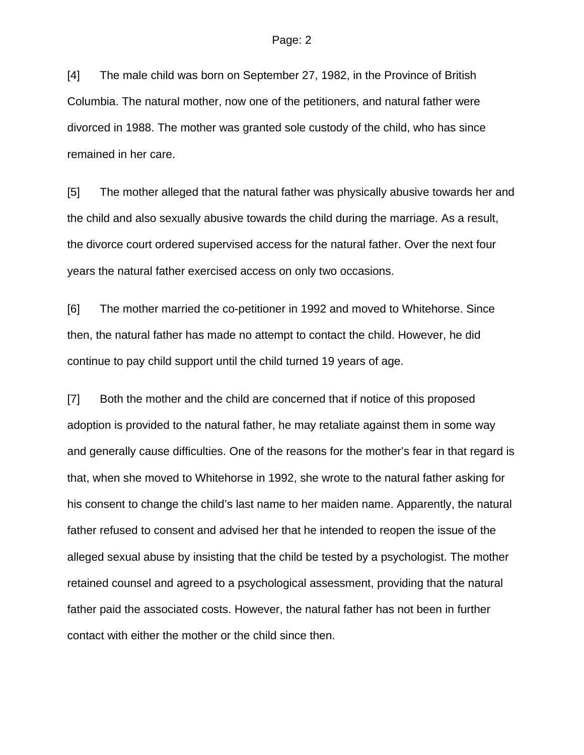[4] The male child was born on September 27, 1982, in the Province of British Columbia. The natural mother, now one of the petitioners, and natural father were divorced in 1988. The mother was granted sole custody of the child, who has since remained in her care.

[5] The mother alleged that the natural father was physically abusive towards her and the child and also sexually abusive towards the child during the marriage. As a result, the divorce court ordered supervised access for the natural father. Over the next four years the natural father exercised access on only two occasions.

[6] The mother married the co-petitioner in 1992 and moved to Whitehorse. Since then, the natural father has made no attempt to contact the child. However, he did continue to pay child support until the child turned 19 years of age.

[7] Both the mother and the child are concerned that if notice of this proposed adoption is provided to the natural father, he may retaliate against them in some way and generally cause difficulties. One of the reasons for the mother's fear in that regard is that, when she moved to Whitehorse in 1992, she wrote to the natural father asking for his consent to change the child's last name to her maiden name. Apparently, the natural father refused to consent and advised her that he intended to reopen the issue of the alleged sexual abuse by insisting that the child be tested by a psychologist. The mother retained counsel and agreed to a psychological assessment, providing that the natural father paid the associated costs. However, the natural father has not been in further contact with either the mother or the child since then.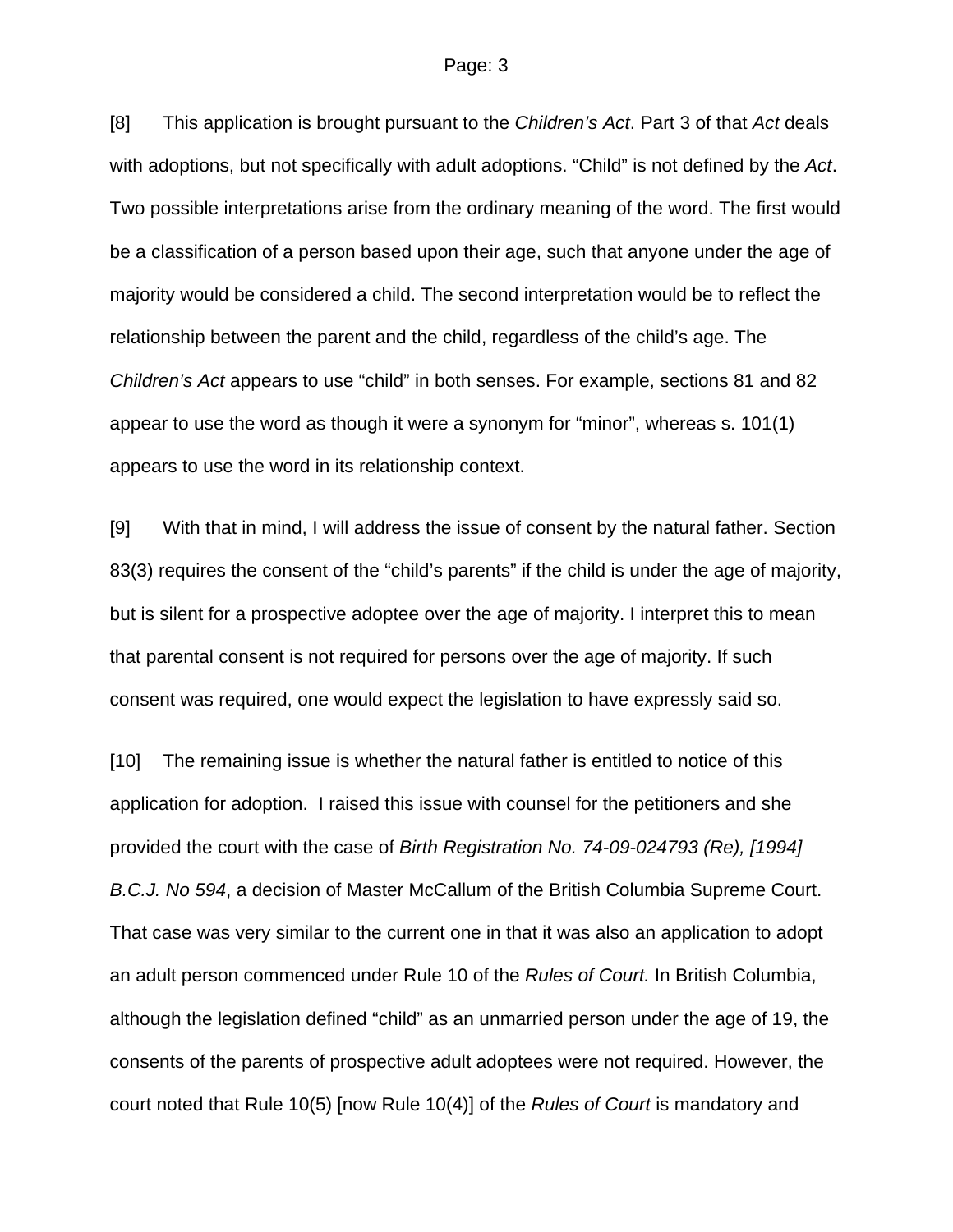[8] This application is brought pursuant to the *Children's Act*. Part 3 of that *Act* deals with adoptions, but not specifically with adult adoptions. "Child" is not defined by the *Act*. Two possible interpretations arise from the ordinary meaning of the word. The first would be a classification of a person based upon their age, such that anyone under the age of majority would be considered a child. The second interpretation would be to reflect the relationship between the parent and the child, regardless of the child's age. The *Children's Act* appears to use "child" in both senses. For example, sections 81 and 82 appear to use the word as though it were a synonym for "minor", whereas s. 101(1) appears to use the word in its relationship context.

[9] With that in mind, I will address the issue of consent by the natural father. Section 83(3) requires the consent of the "child's parents" if the child is under the age of majority, but is silent for a prospective adoptee over the age of majority. I interpret this to mean that parental consent is not required for persons over the age of majority. If such consent was required, one would expect the legislation to have expressly said so.

[10] The remaining issue is whether the natural father is entitled to notice of this application for adoption. I raised this issue with counsel for the petitioners and she provided the court with the case of *Birth Registration No. 74-09-024793 (Re), [1994] B.C.J. No 594*, a decision of Master McCallum of the British Columbia Supreme Court. That case was very similar to the current one in that it was also an application to adopt an adult person commenced under Rule 10 of the *Rules of Court.* In British Columbia, although the legislation defined "child" as an unmarried person under the age of 19, the consents of the parents of prospective adult adoptees were not required. However, the court noted that Rule 10(5) [now Rule 10(4)] of the *Rules of Court* is mandatory and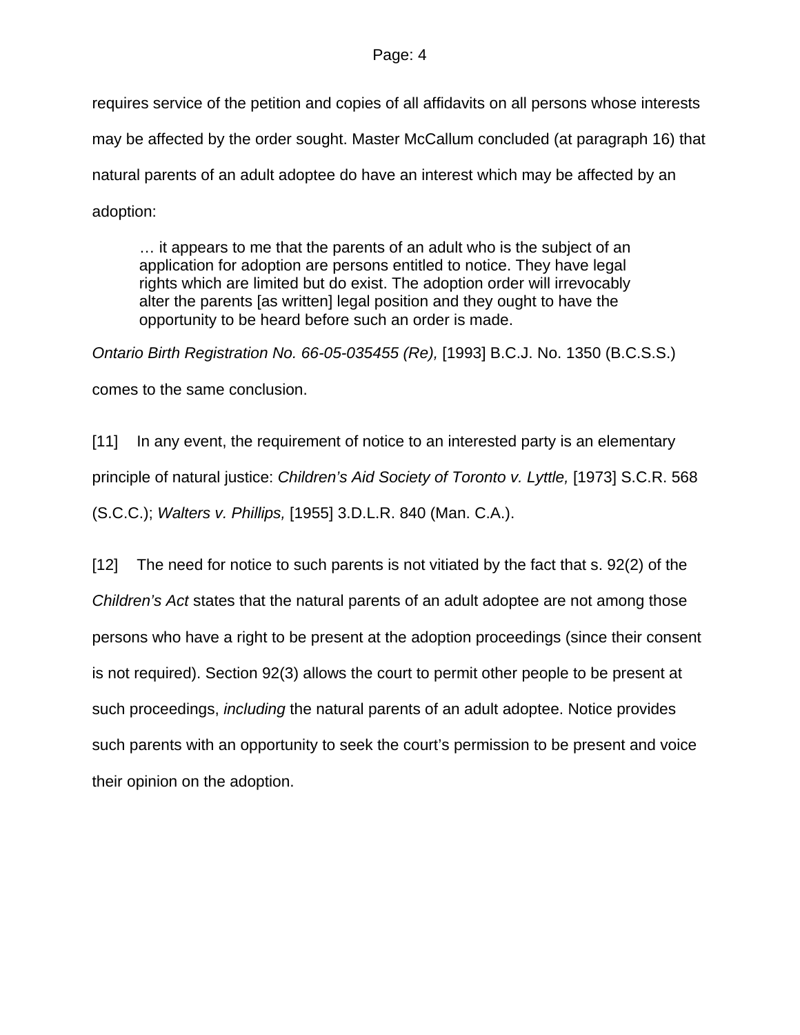requires service of the petition and copies of all affidavits on all persons whose interests may be affected by the order sought. Master McCallum concluded (at paragraph 16) that natural parents of an adult adoptee do have an interest which may be affected by an adoption:

> … it appears to me that the parents of an adult who is the subject of an application for adoption are persons entitled to notice. They have legal rights which are limited but do exist. The adoption order will irrevocably alter the parents [as written] legal position and they ought to have the opportunity to be heard before such an order is made.

*Ontario Birth Registration No. 66-05-035455 (Re),* [1993] B.C.J. No. 1350 (B.C.S.S.) comes to the same conclusion.

[11] In any event, the requirement of notice to an interested party is an elementary principle of natural justice: *Children's Aid Society of Toronto v. Lyttle,* [1973] S.C.R. 568 (S.C.C.); *Walters v. Phillips,* [1955] 3.D.L.R. 840 (Man. C.A.).

[12] The need for notice to such parents is not vitiated by the fact that s. 92(2) of the *Children's Act* states that the natural parents of an adult adoptee are not among those persons who have a right to be present at the adoption proceedings (since their consent is not required). Section 92(3) allows the court to permit other people to be present at such proceedings, *including* the natural parents of an adult adoptee. Notice provides such parents with an opportunity to seek the court's permission to be present and voice their opinion on the adoption.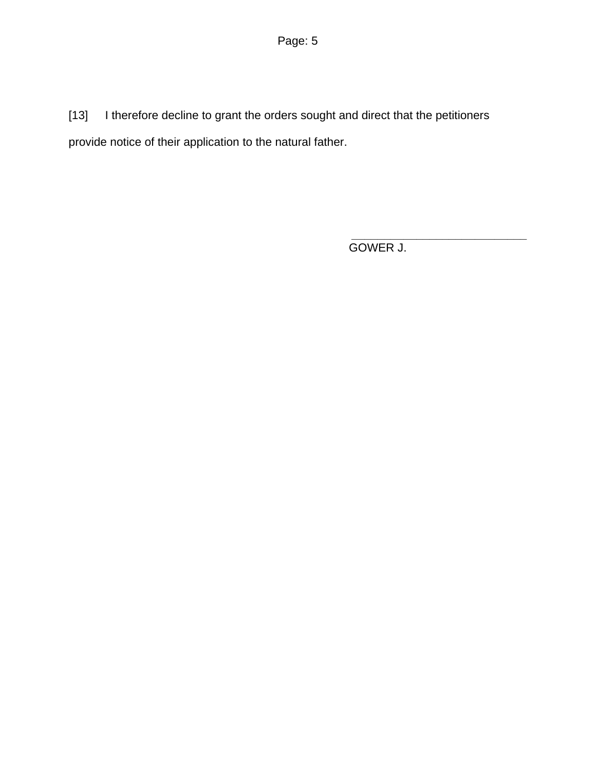[13] I therefore decline to grant the orders sought and direct that the petitioners provide notice of their application to the natural father.

\_\_\_\_\_\_\_\_\_\_\_\_\_\_\_\_\_\_\_\_\_\_\_\_\_\_\_\_\_\_

GOWER J.